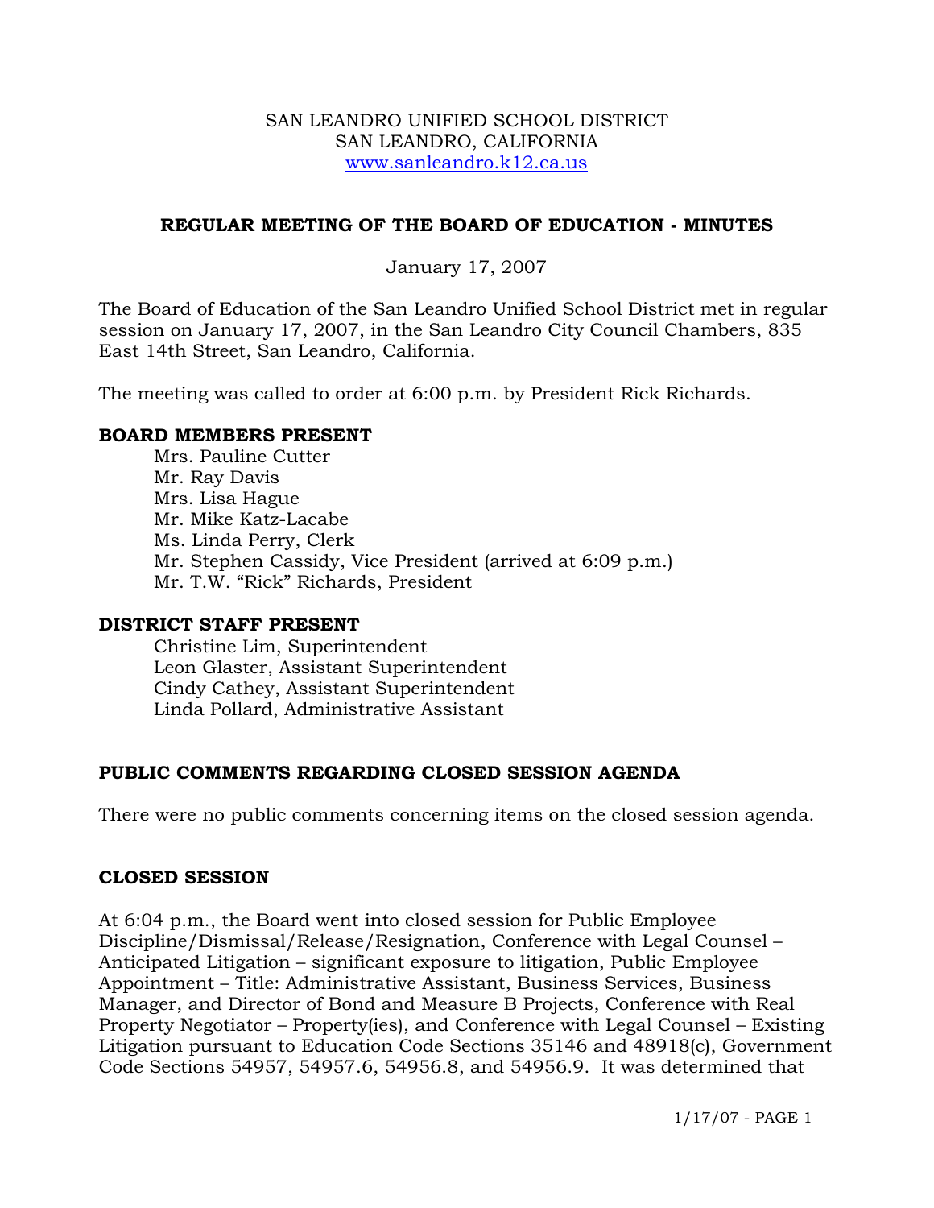SAN LEANDRO UNIFIED SCHOOL DISTRICT
SAN LEANDRO, CALIFORNIA
www.sanleandro.k12.ca.us

# REGULAR MEETING OF THE BOARD OF EDUCATION - MINUTES

January 17, 2007

The Board of Education of the San Leandro Unified School District met in regular session on January 17, 2007, in the San Leandro City Council Chambers, 835 East 14th Street, San Leandro, California.

The meeting was called to order at 6:00 p.m. by President Rick Richards.

## BOARD MEMBERS PRESENT

Mrs. Pauline Cutter
Mr. Ray Davis
Mrs. Lisa Hague
Mr. Mike Katz-Lacabe
Ms. Linda Perry, Clerk
Mr. Stephen Cassidy, Vice President (arrived at 6:09 p.m.)
Mr. T.W. "Rick" Richards, President

## DISTRICT STAFF PRESENT

Christine Lim, Superintendent
Leon Glaster, Assistant Superintendent
Cindy Cathey, Assistant Superintendent
Linda Pollard, Administrative Assistant

## PUBLIC COMMENTS REGARDING CLOSED SESSION AGENDA

There were no public comments concerning items on the closed session agenda.

## CLOSED SESSION

At 6:04 p.m., the Board went into closed session for Public Employee Discipline/Dismissal/Release/Resignation, Conference with Legal Counsel – Anticipated Litigation – significant exposure to litigation, Public Employee Appointment – Title: Administrative Assistant, Business Services, Business Manager, and Director of Bond and Measure B Projects, Conference with Real Property Negotiator – Property(ies), and Conference with Legal Counsel – Existing Litigation pursuant to Education Code Sections 35146 and 48918(c), Government Code Sections 54957, 54957.6, 54956.8, and 54956.9. It was determined that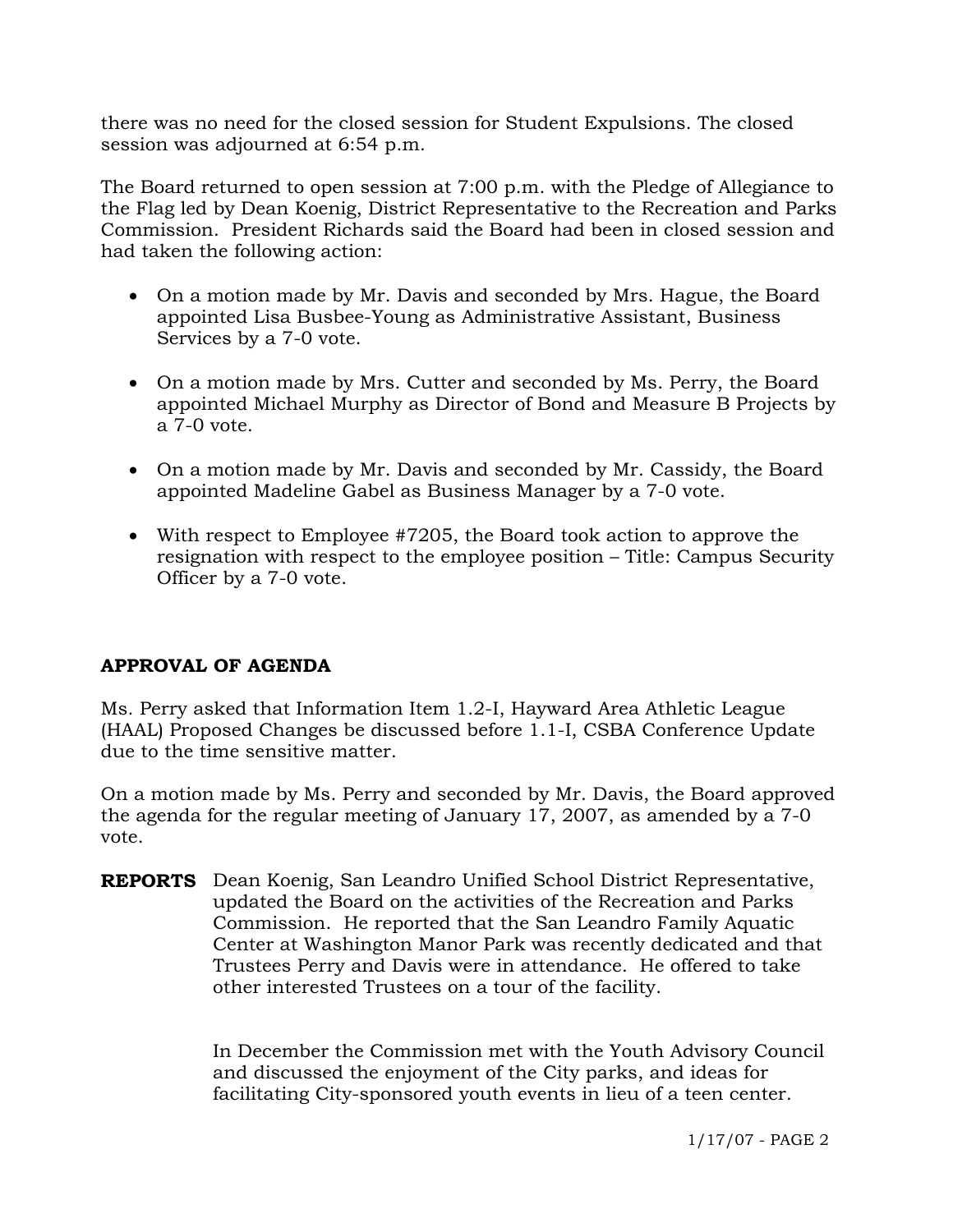there was no need for the closed session for Student Expulsions. The closed session was adjourned at 6:54 p.m.

The Board returned to open session at 7:00 p.m. with the Pledge of Allegiance to the Flag led by Dean Koenig, District Representative to the Recreation and Parks Commission. President Richards said the Board had been in closed session and had taken the following action:

- On a motion made by Mr. Davis and seconded by Mrs. Hague, the Board appointed Lisa Busbee-Young as Administrative Assistant, Business Services by a 7-0 vote.
- On a motion made by Mrs. Cutter and seconded by Ms. Perry, the Board appointed Michael Murphy as Director of Bond and Measure B Projects by a 7-0 vote.
- On a motion made by Mr. Davis and seconded by Mr. Cassidy, the Board appointed Madeline Gabel as Business Manager by a 7-0 vote.
- With respect to Employee #7205, the Board took action to approve the resignation with respect to the employee position – Title: Campus Security Officer by a 7-0 vote.

## APPROVAL OF AGENDA

Ms. Perry asked that Information Item 1.2-I, Hayward Area Athletic League (HAAL) Proposed Changes be discussed before 1.1-I, CSBA Conference Update due to the time sensitive matter.

On a motion made by Ms. Perry and seconded by Mr. Davis, the Board approved the agenda for the regular meeting of January 17, 2007, as amended by a 7-0 vote.

**REPORTS** Dean Koenig, San Leandro Unified School District Representative, updated the Board on the activities of the Recreation and Parks Commission. He reported that the San Leandro Family Aquatic Center at Washington Manor Park was recently dedicated and that Trustees Perry and Davis were in attendance. He offered to take other interested Trustees on a tour of the facility.

In December the Commission met with the Youth Advisory Council and discussed the enjoyment of the City parks, and ideas for facilitating City-sponsored youth events in lieu of a teen center.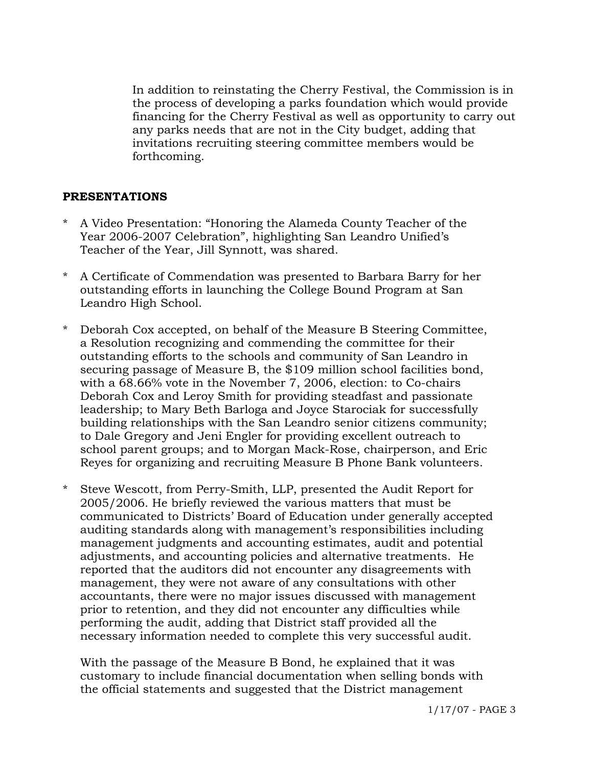In addition to reinstating the Cherry Festival, the Commission is in the process of developing a parks foundation which would provide financing for the Cherry Festival as well as opportunity to carry out any parks needs that are not in the City budget, adding that invitations recruiting steering committee members would be forthcoming.

**PRESENTATIONS**

* A Video Presentation: "Honoring the Alameda County Teacher of the Year 2006-2007 Celebration", highlighting San Leandro Unified's Teacher of the Year, Jill Synnott, was shared.

* A Certificate of Commendation was presented to Barbara Barry for her outstanding efforts in launching the College Bound Program at San Leandro High School.

* Deborah Cox accepted, on behalf of the Measure B Steering Committee, a Resolution recognizing and commending the committee for their outstanding efforts to the schools and community of San Leandro in securing passage of Measure B, the $109 million school facilities bond, with a 68.66% vote in the November 7, 2006, election: to Co-chairs Deborah Cox and Leroy Smith for providing steadfast and passionate leadership; to Mary Beth Barloga and Joyce Starociak for successfully building relationships with the San Leandro senior citizens community; to Dale Gregory and Jeni Engler for providing excellent outreach to school parent groups; and to Morgan Mack-Rose, chairperson, and Eric Reyes for organizing and recruiting Measure B Phone Bank volunteers.

* Steve Wescott, from Perry-Smith, LLP, presented the Audit Report for 2005/2006. He briefly reviewed the various matters that must be communicated to Districts' Board of Education under generally accepted auditing standards along with management's responsibilities including management judgments and accounting estimates, audit and potential adjustments, and accounting policies and alternative treatments. He reported that the auditors did not encounter any disagreements with management, they were not aware of any consultations with other accountants, there were no major issues discussed with management prior to retention, and they did not encounter any difficulties while performing the audit, adding that District staff provided all the necessary information needed to complete this very successful audit.

  With the passage of the Measure B Bond, he explained that it was customary to include financial documentation when selling bonds with the official statements and suggested that the District management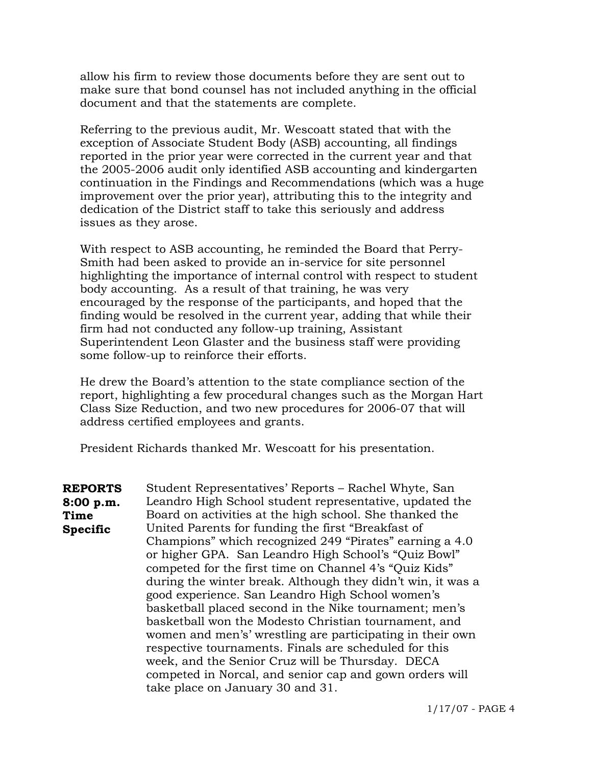allow his firm to review those documents before they are sent out to make sure that bond counsel has not included anything in the official document and that the statements are complete.

Referring to the previous audit, Mr. Wescoatt stated that with the exception of Associate Student Body (ASB) accounting, all findings reported in the prior year were corrected in the current year and that the 2005-2006 audit only identified ASB accounting and kindergarten continuation in the Findings and Recommendations (which was a huge improvement over the prior year), attributing this to the integrity and dedication of the District staff to take this seriously and address issues as they arose.

With respect to ASB accounting, he reminded the Board that Perry-Smith had been asked to provide an in-service for site personnel highlighting the importance of internal control with respect to student body accounting. As a result of that training, he was very encouraged by the response of the participants, and hoped that the finding would be resolved in the current year, adding that while their firm had not conducted any follow-up training, Assistant Superintendent Leon Glaster and the business staff were providing some follow-up to reinforce their efforts.

He drew the Board's attention to the state compliance section of the report, highlighting a few procedural changes such as the Morgan Hart Class Size Reduction, and two new procedures for 2006-07 that will address certified employees and grants.

President Richards thanked Mr. Wescoatt for his presentation.

**REPORTS 8:00 p.m. Time Specific**

Student Representatives' Reports – Rachel Whyte, San Leandro High School student representative, updated the Board on activities at the high school. She thanked the United Parents for funding the first "Breakfast of Champions" which recognized 249 "Pirates" earning a 4.0 or higher GPA. San Leandro High School's "Quiz Bowl" competed for the first time on Channel 4's "Quiz Kids" during the winter break. Although they didn't win, it was a good experience. San Leandro High School women's basketball placed second in the Nike tournament; men's basketball won the Modesto Christian tournament, and women and men's' wrestling are participating in their own respective tournaments. Finals are scheduled for this week, and the Senior Cruz will be Thursday. DECA competed in Norcal, and senior cap and gown orders will take place on January 30 and 31.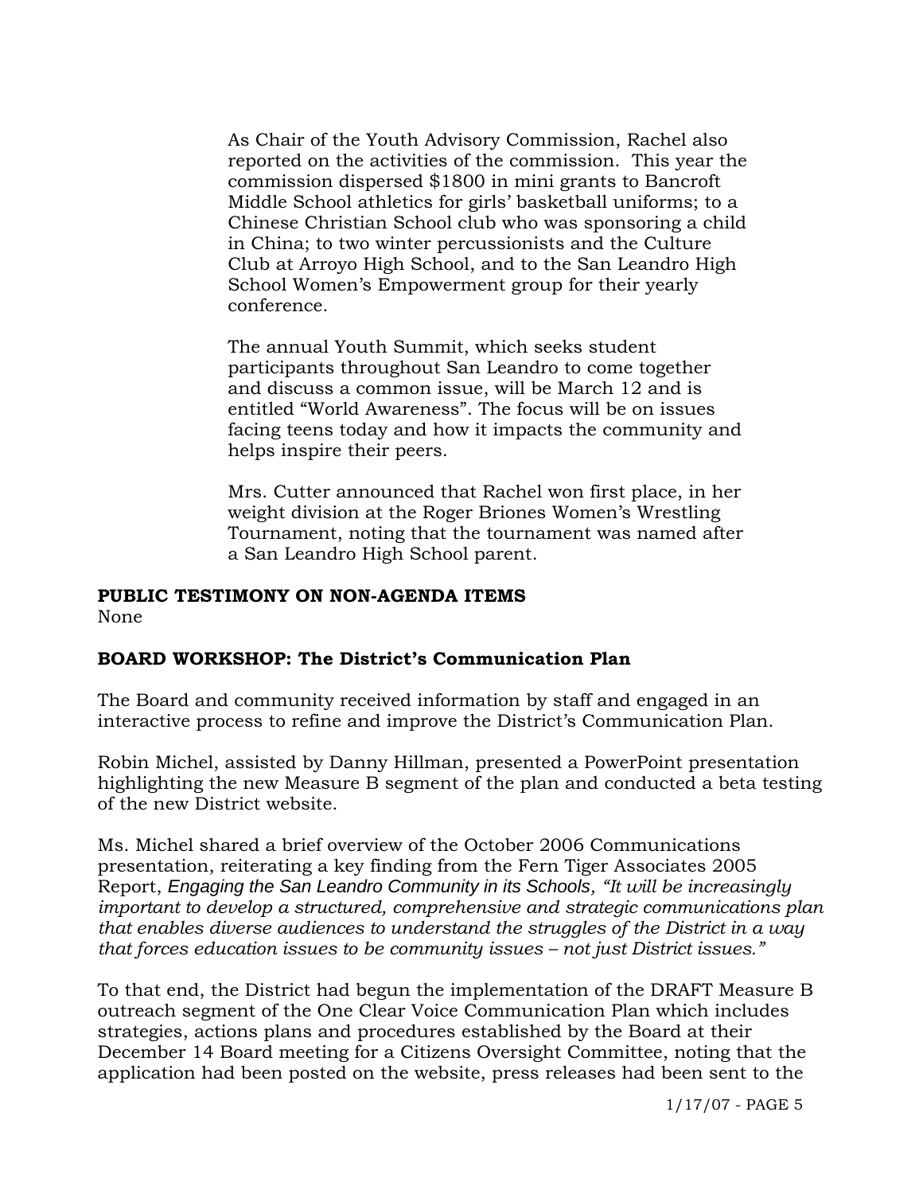As Chair of the Youth Advisory Commission, Rachel also reported on the activities of the commission. This year the commission dispersed $1800 in mini grants to Bancroft Middle School athletics for girls' basketball uniforms; to a Chinese Christian School club who was sponsoring a child in China; to two winter percussionists and the Culture Club at Arroyo High School, and to the San Leandro High School Women's Empowerment group for their yearly conference.

The annual Youth Summit, which seeks student participants throughout San Leandro to come together and discuss a common issue, will be March 12 and is entitled "World Awareness". The focus will be on issues facing teens today and how it impacts the community and helps inspire their peers.

Mrs. Cutter announced that Rachel won first place, in her weight division at the Roger Briones Women's Wrestling Tournament, noting that the tournament was named after a San Leandro High School parent.

**PUBLIC TESTIMONY ON NON-AGENDA ITEMS**

None

**BOARD WORKSHOP: The District's Communication Plan**

The Board and community received information by staff and engaged in an interactive process to refine and improve the District's Communication Plan.

Robin Michel, assisted by Danny Hillman, presented a PowerPoint presentation highlighting the new Measure B segment of the plan and conducted a beta testing of the new District website.

Ms. Michel shared a brief overview of the October 2006 Communications presentation, reiterating a key finding from the Fern Tiger Associates 2005 Report, *Engaging the San Leandro Community in its Schools, "It will be increasingly important to develop a structured, comprehensive and strategic communications plan that enables diverse audiences to understand the struggles of the District in a way that forces education issues to be community issues – not just District issues."*

To that end, the District had begun the implementation of the DRAFT Measure B outreach segment of the One Clear Voice Communication Plan which includes strategies, actions plans and procedures established by the Board at their December 14 Board meeting for a Citizens Oversight Committee, noting that the application had been posted on the website, press releases had been sent to the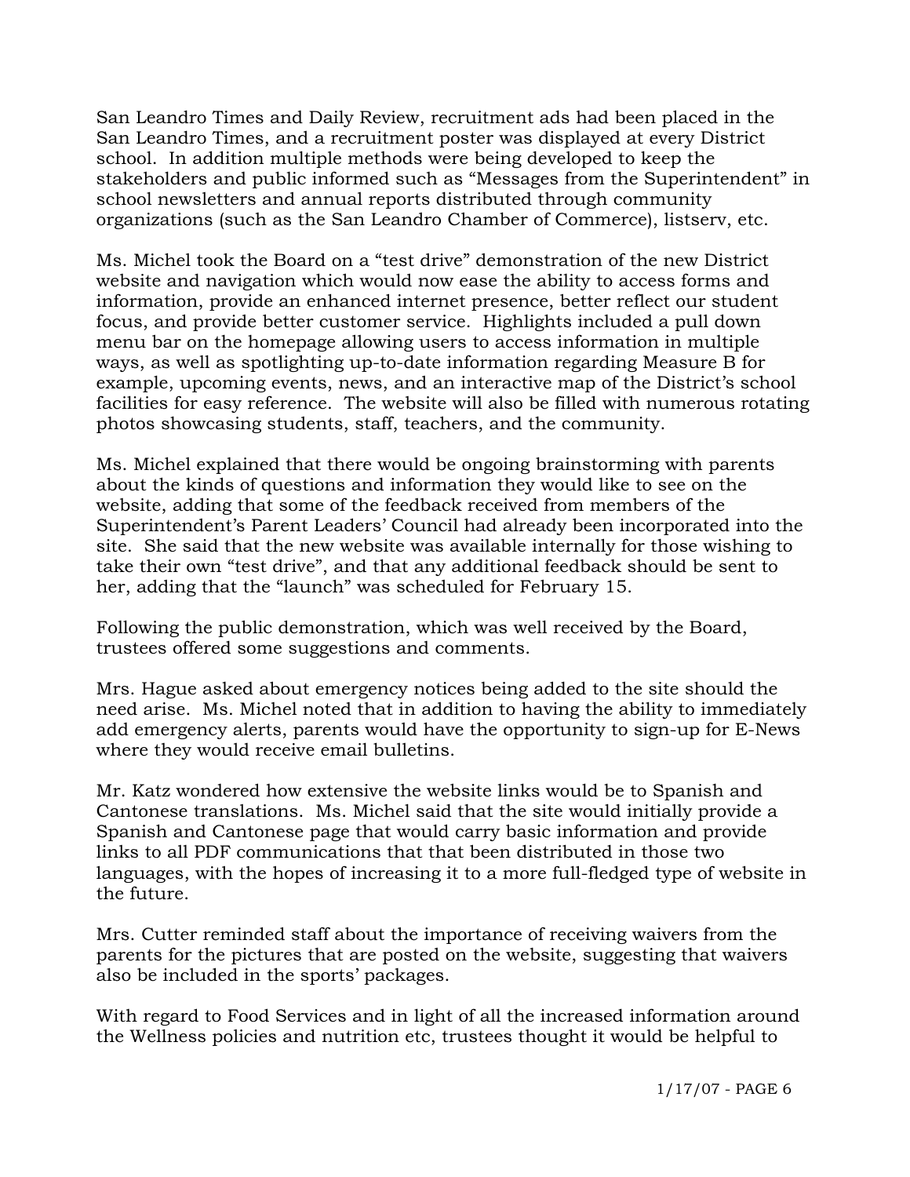San Leandro Times and Daily Review, recruitment ads had been placed in the San Leandro Times, and a recruitment poster was displayed at every District school. In addition multiple methods were being developed to keep the stakeholders and public informed such as "Messages from the Superintendent" in school newsletters and annual reports distributed through community organizations (such as the San Leandro Chamber of Commerce), listserv, etc.

Ms. Michel took the Board on a "test drive" demonstration of the new District website and navigation which would now ease the ability to access forms and information, provide an enhanced internet presence, better reflect our student focus, and provide better customer service. Highlights included a pull down menu bar on the homepage allowing users to access information in multiple ways, as well as spotlighting up-to-date information regarding Measure B for example, upcoming events, news, and an interactive map of the District's school facilities for easy reference. The website will also be filled with numerous rotating photos showcasing students, staff, teachers, and the community.

Ms. Michel explained that there would be ongoing brainstorming with parents about the kinds of questions and information they would like to see on the website, adding that some of the feedback received from members of the Superintendent's Parent Leaders' Council had already been incorporated into the site. She said that the new website was available internally for those wishing to take their own "test drive", and that any additional feedback should be sent to her, adding that the "launch" was scheduled for February 15.

Following the public demonstration, which was well received by the Board, trustees offered some suggestions and comments.

Mrs. Hague asked about emergency notices being added to the site should the need arise. Ms. Michel noted that in addition to having the ability to immediately add emergency alerts, parents would have the opportunity to sign-up for E-News where they would receive email bulletins.

Mr. Katz wondered how extensive the website links would be to Spanish and Cantonese translations. Ms. Michel said that the site would initially provide a Spanish and Cantonese page that would carry basic information and provide links to all PDF communications that that been distributed in those two languages, with the hopes of increasing it to a more full-fledged type of website in the future.

Mrs. Cutter reminded staff about the importance of receiving waivers from the parents for the pictures that are posted on the website, suggesting that waivers also be included in the sports' packages.

With regard to Food Services and in light of all the increased information around the Wellness policies and nutrition etc, trustees thought it would be helpful to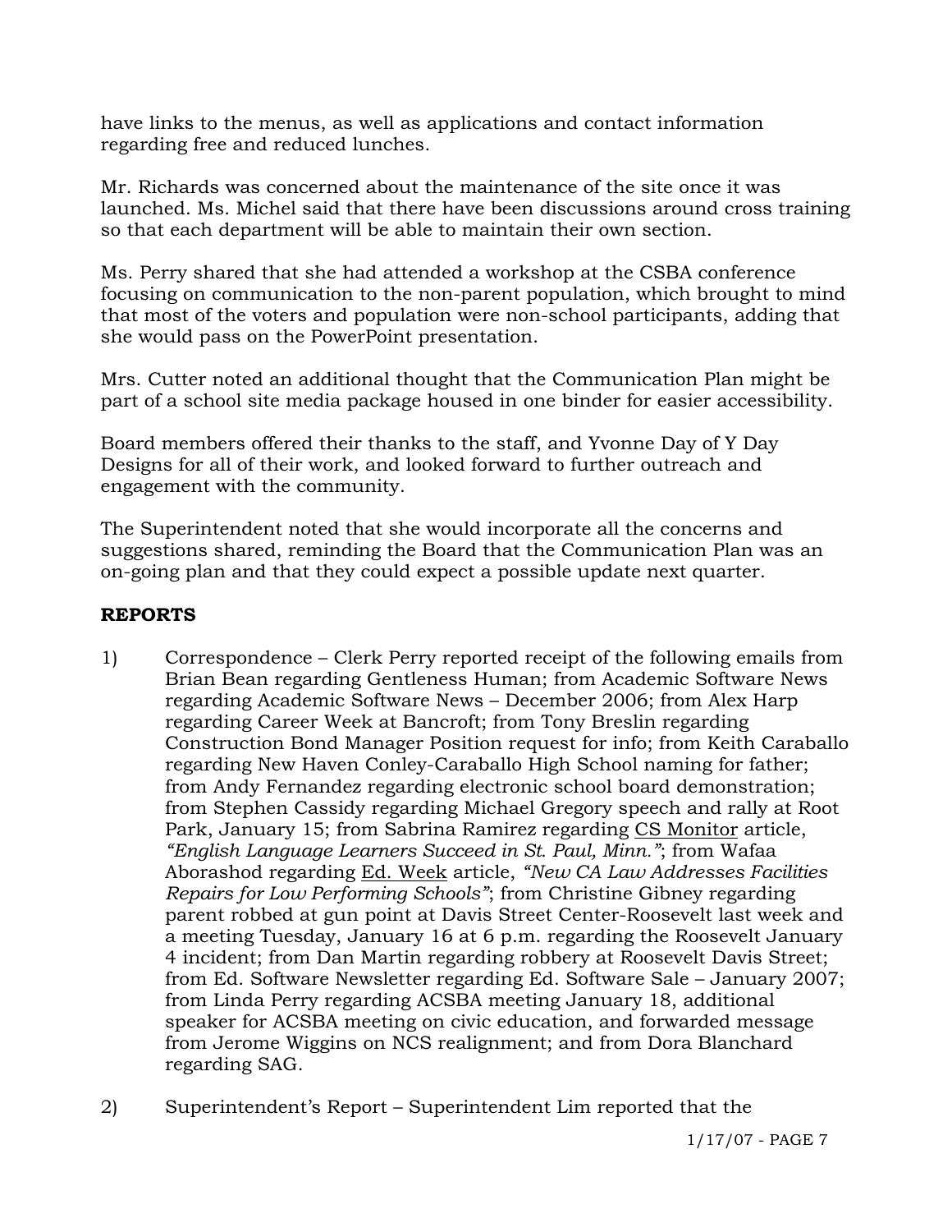have links to the menus, as well as applications and contact information regarding free and reduced lunches.

Mr. Richards was concerned about the maintenance of the site once it was launched. Ms. Michel said that there have been discussions around cross training so that each department will be able to maintain their own section.

Ms. Perry shared that she had attended a workshop at the CSBA conference focusing on communication to the non-parent population, which brought to mind that most of the voters and population were non-school participants, adding that she would pass on the PowerPoint presentation.

Mrs. Cutter noted an additional thought that the Communication Plan might be part of a school site media package housed in one binder for easier accessibility.

Board members offered their thanks to the staff, and Yvonne Day of Y Day Designs for all of their work, and looked forward to further outreach and engagement with the community.

The Superintendent noted that she would incorporate all the concerns and suggestions shared, reminding the Board that the Communication Plan was an on-going plan and that they could expect a possible update next quarter.

## REPORTS

1) Correspondence – Clerk Perry reported receipt of the following emails from Brian Bean regarding Gentleness Human; from Academic Software News regarding Academic Software News – December 2006; from Alex Harp regarding Career Week at Bancroft; from Tony Breslin regarding Construction Bond Manager Position request for info; from Keith Caraballo regarding New Haven Conley-Caraballo High School naming for father; from Andy Fernandez regarding electronic school board demonstration; from Stephen Cassidy regarding Michael Gregory speech and rally at Root Park, January 15; from Sabrina Ramirez regarding CS Monitor article, *"English Language Learners Succeed in St. Paul, Minn."*; from Wafaa Aborashod regarding Ed. Week article, *"New CA Law Addresses Facilities Repairs for Low Performing Schools"*; from Christine Gibney regarding parent robbed at gun point at Davis Street Center-Roosevelt last week and a meeting Tuesday, January 16 at 6 p.m. regarding the Roosevelt January 4 incident; from Dan Martin regarding robbery at Roosevelt Davis Street; from Ed. Software Newsletter regarding Ed. Software Sale – January 2007; from Linda Perry regarding ACSBA meeting January 18, additional speaker for ACSBA meeting on civic education, and forwarded message from Jerome Wiggins on NCS realignment; and from Dora Blanchard regarding SAG.

2) Superintendent's Report – Superintendent Lim reported that the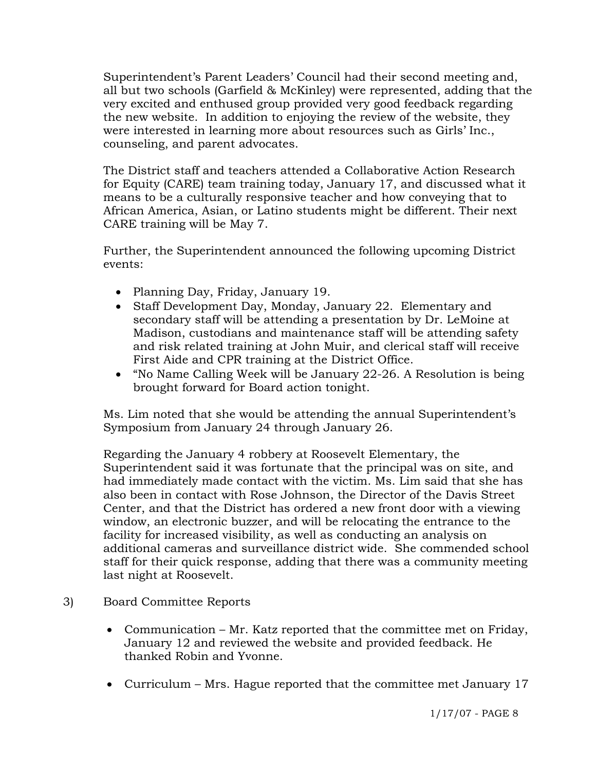Superintendent's Parent Leaders' Council had their second meeting and, all but two schools (Garfield & McKinley) were represented, adding that the very excited and enthused group provided very good feedback regarding the new website. In addition to enjoying the review of the website, they were interested in learning more about resources such as Girls' Inc., counseling, and parent advocates.

The District staff and teachers attended a Collaborative Action Research for Equity (CARE) team training today, January 17, and discussed what it means to be a culturally responsive teacher and how conveying that to African America, Asian, or Latino students might be different. Their next CARE training will be May 7.

Further, the Superintendent announced the following upcoming District events:

- Planning Day, Friday, January 19.
- Staff Development Day, Monday, January 22. Elementary and secondary staff will be attending a presentation by Dr. LeMoine at Madison, custodians and maintenance staff will be attending safety and risk related training at John Muir, and clerical staff will receive First Aide and CPR training at the District Office.
- "No Name Calling Week will be January 22-26. A Resolution is being brought forward for Board action tonight.

Ms. Lim noted that she would be attending the annual Superintendent's Symposium from January 24 through January 26.

Regarding the January 4 robbery at Roosevelt Elementary, the Superintendent said it was fortunate that the principal was on site, and had immediately made contact with the victim. Ms. Lim said that she has also been in contact with Rose Johnson, the Director of the Davis Street Center, and that the District has ordered a new front door with a viewing window, an electronic buzzer, and will be relocating the entrance to the facility for increased visibility, as well as conducting an analysis on additional cameras and surveillance district wide. She commended school staff for their quick response, adding that there was a community meeting last night at Roosevelt.

3) Board Committee Reports

- Communication – Mr. Katz reported that the committee met on Friday, January 12 and reviewed the website and provided feedback. He thanked Robin and Yvonne.

- Curriculum – Mrs. Hague reported that the committee met January 17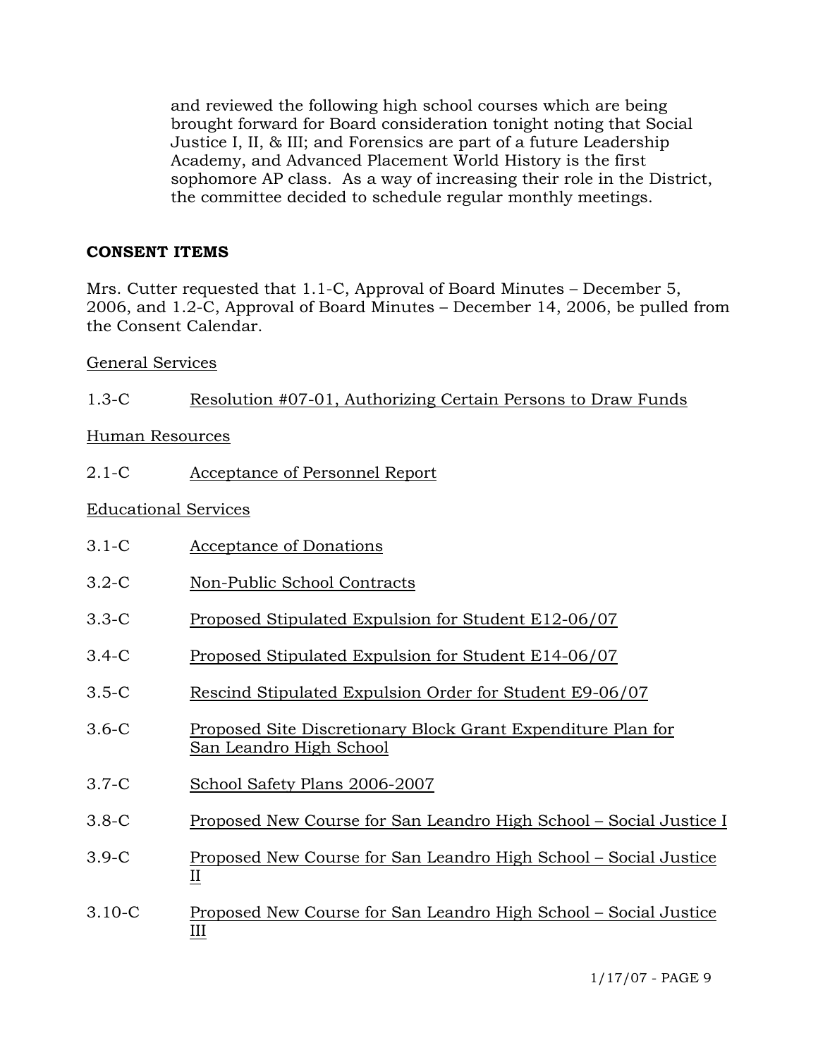and reviewed the following high school courses which are being brought forward for Board consideration tonight noting that Social Justice I, II, & III; and Forensics are part of a future Leadership Academy, and Advanced Placement World History is the first sophomore AP class. As a way of increasing their role in the District, the committee decided to schedule regular monthly meetings.

**CONSENT ITEMS**

Mrs. Cutter requested that 1.1-C, Approval of Board Minutes – December 5, 2006, and 1.2-C, Approval of Board Minutes – December 14, 2006, be pulled from the Consent Calendar.

General Services

1.3-C Resolution #07-01, Authorizing Certain Persons to Draw Funds

Human Resources

2.1-C Acceptance of Personnel Report

Educational Services

3.1-C Acceptance of Donations

3.2-C Non-Public School Contracts

3.3-C Proposed Stipulated Expulsion for Student E12-06/07

3.4-C Proposed Stipulated Expulsion for Student E14-06/07

3.5-C Rescind Stipulated Expulsion Order for Student E9-06/07

3.6-C Proposed Site Discretionary Block Grant Expenditure Plan for San Leandro High School

3.7-C School Safety Plans 2006-2007

3.8-C Proposed New Course for San Leandro High School – Social Justice I

3.9-C Proposed New Course for San Leandro High School – Social Justice II

3.10-C Proposed New Course for San Leandro High School – Social Justice III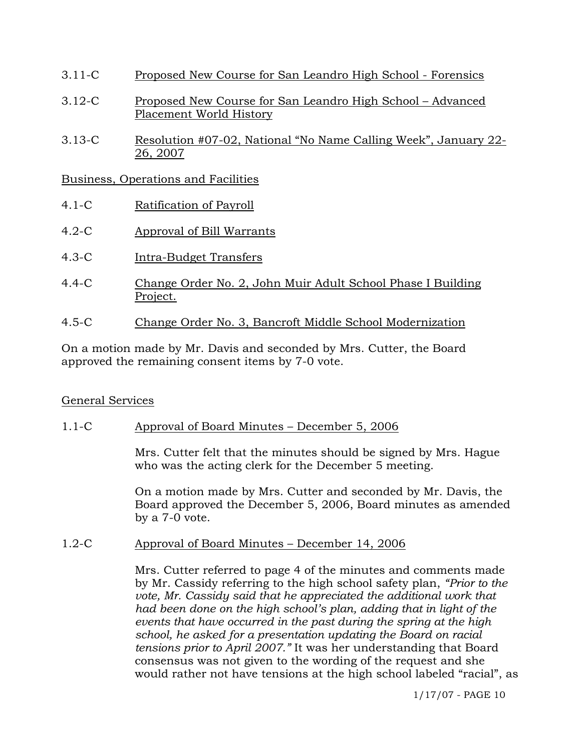3.11-C Proposed New Course for San Leandro High School - Forensics

3.12-C Proposed New Course for San Leandro High School – Advanced Placement World History

3.13-C Resolution #07-02, National "No Name Calling Week", January 22-26, 2007

Business, Operations and Facilities

4.1-C Ratification of Payroll

4.2-C Approval of Bill Warrants

4.3-C Intra-Budget Transfers

4.4-C Change Order No. 2, John Muir Adult School Phase I Building Project.

4.5-C Change Order No. 3, Bancroft Middle School Modernization

On a motion made by Mr. Davis and seconded by Mrs. Cutter, the Board approved the remaining consent items by 7-0 vote.

General Services

1.1-C Approval of Board Minutes – December 5, 2006

Mrs. Cutter felt that the minutes should be signed by Mrs. Hague who was the acting clerk for the December 5 meeting.

On a motion made by Mrs. Cutter and seconded by Mr. Davis, the Board approved the December 5, 2006, Board minutes as amended by a 7-0 vote.

1.2-C Approval of Board Minutes – December 14, 2006

Mrs. Cutter referred to page 4 of the minutes and comments made by Mr. Cassidy referring to the high school safety plan, *"Prior to the vote, Mr. Cassidy said that he appreciated the additional work that had been done on the high school's plan, adding that in light of the events that have occurred in the past during the spring at the high school, he asked for a presentation updating the Board on racial tensions prior to April 2007."* It was her understanding that Board consensus was not given to the wording of the request and she would rather not have tensions at the high school labeled "racial", as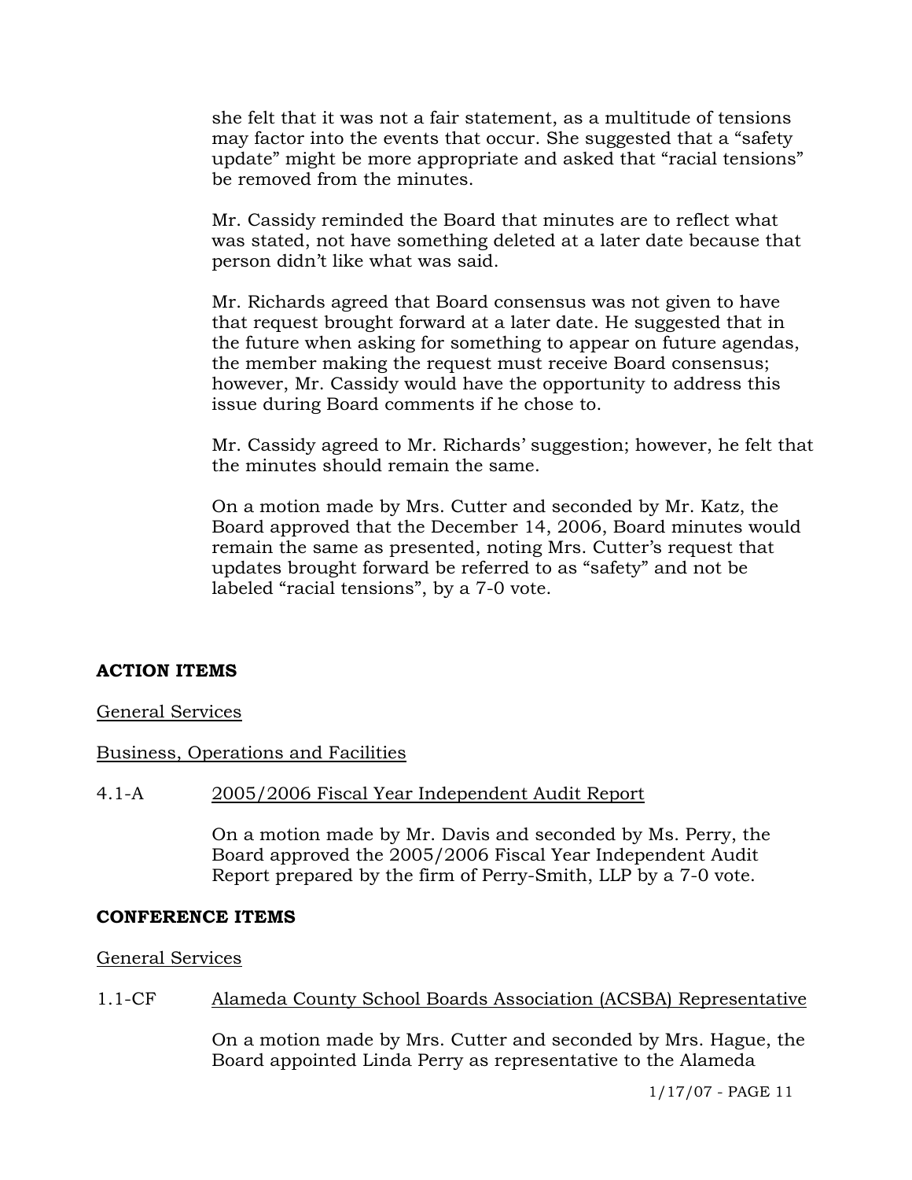she felt that it was not a fair statement, as a multitude of tensions may factor into the events that occur. She suggested that a "safety update" might be more appropriate and asked that "racial tensions" be removed from the minutes.

Mr. Cassidy reminded the Board that minutes are to reflect what was stated, not have something deleted at a later date because that person didn't like what was said.

Mr. Richards agreed that Board consensus was not given to have that request brought forward at a later date. He suggested that in the future when asking for something to appear on future agendas, the member making the request must receive Board consensus; however, Mr. Cassidy would have the opportunity to address this issue during Board comments if he chose to.

Mr. Cassidy agreed to Mr. Richards' suggestion; however, he felt that the minutes should remain the same.

On a motion made by Mrs. Cutter and seconded by Mr. Katz, the Board approved that the December 14, 2006, Board minutes would remain the same as presented, noting Mrs. Cutter's request that updates brought forward be referred to as "safety" and not be labeled "racial tensions", by a 7-0 vote.

**ACTION ITEMS**

<u>General Services</u>

<u>Business, Operations and Facilities</u>

4.1-A <u>2005/2006 Fiscal Year Independent Audit Report</u>

On a motion made by Mr. Davis and seconded by Ms. Perry, the Board approved the 2005/2006 Fiscal Year Independent Audit Report prepared by the firm of Perry-Smith, LLP by a 7-0 vote.

**CONFERENCE ITEMS**

<u>General Services</u>

1.1-CF <u>Alameda County School Boards Association (ACSBA) Representative</u>

On a motion made by Mrs. Cutter and seconded by Mrs. Hague, the Board appointed Linda Perry as representative to the Alameda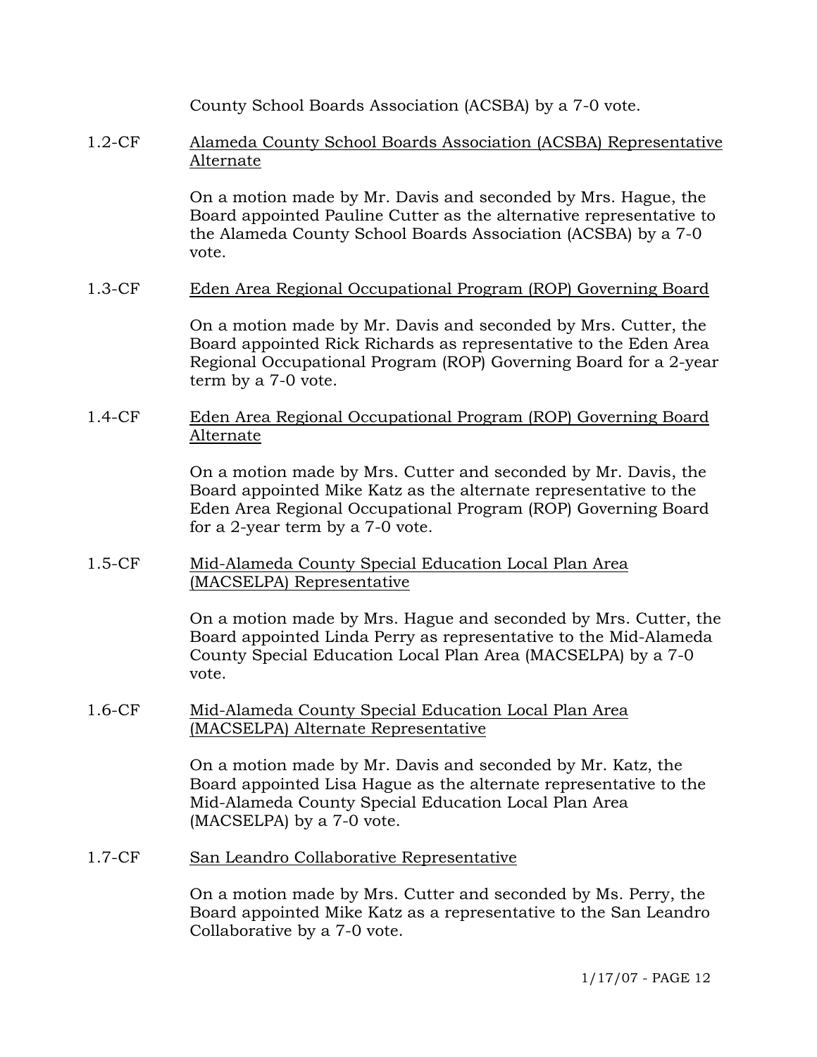County School Boards Association (ACSBA) by a 7-0 vote.

1.2-CF Alameda County School Boards Association (ACSBA) Representative Alternate

On a motion made by Mr. Davis and seconded by Mrs. Hague, the Board appointed Pauline Cutter as the alternative representative to the Alameda County School Boards Association (ACSBA) by a 7-0 vote.

1.3-CF Eden Area Regional Occupational Program (ROP) Governing Board

On a motion made by Mr. Davis and seconded by Mrs. Cutter, the Board appointed Rick Richards as representative to the Eden Area Regional Occupational Program (ROP) Governing Board for a 2-year term by a 7-0 vote.

1.4-CF Eden Area Regional Occupational Program (ROP) Governing Board Alternate

On a motion made by Mrs. Cutter and seconded by Mr. Davis, the Board appointed Mike Katz as the alternate representative to the Eden Area Regional Occupational Program (ROP) Governing Board for a 2-year term by a 7-0 vote.

1.5-CF Mid-Alameda County Special Education Local Plan Area (MACSELPA) Representative

On a motion made by Mrs. Hague and seconded by Mrs. Cutter, the Board appointed Linda Perry as representative to the Mid-Alameda County Special Education Local Plan Area (MACSELPA) by a 7-0 vote.

1.6-CF Mid-Alameda County Special Education Local Plan Area (MACSELPA) Alternate Representative

On a motion made by Mr. Davis and seconded by Mr. Katz, the Board appointed Lisa Hague as the alternate representative to the Mid-Alameda County Special Education Local Plan Area (MACSELPA) by a 7-0 vote.

1.7-CF San Leandro Collaborative Representative

On a motion made by Mrs. Cutter and seconded by Ms. Perry, the Board appointed Mike Katz as a representative to the San Leandro Collaborative by a 7-0 vote.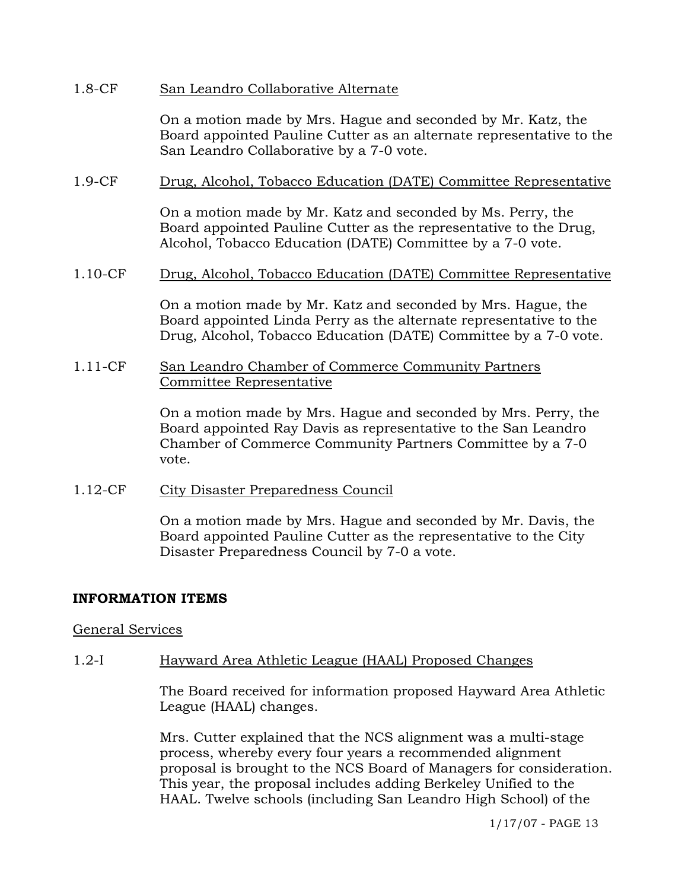1.8-CF San Leandro Collaborative Alternate

On a motion made by Mrs. Hague and seconded by Mr. Katz, the Board appointed Pauline Cutter as an alternate representative to the San Leandro Collaborative by a 7-0 vote.

1.9-CF Drug, Alcohol, Tobacco Education (DATE) Committee Representative

On a motion made by Mr. Katz and seconded by Ms. Perry, the Board appointed Pauline Cutter as the representative to the Drug, Alcohol, Tobacco Education (DATE) Committee by a 7-0 vote.

1.10-CF Drug, Alcohol, Tobacco Education (DATE) Committee Representative

On a motion made by Mr. Katz and seconded by Mrs. Hague, the Board appointed Linda Perry as the alternate representative to the Drug, Alcohol, Tobacco Education (DATE) Committee by a 7-0 vote.

1.11-CF San Leandro Chamber of Commerce Community Partners Committee Representative

On a motion made by Mrs. Hague and seconded by Mrs. Perry, the Board appointed Ray Davis as representative to the San Leandro Chamber of Commerce Community Partners Committee by a 7-0 vote.

1.12-CF City Disaster Preparedness Council

On a motion made by Mrs. Hague and seconded by Mr. Davis, the Board appointed Pauline Cutter as the representative to the City Disaster Preparedness Council by 7-0 a vote.

**INFORMATION ITEMS**

General Services

1.2-I Hayward Area Athletic League (HAAL) Proposed Changes

The Board received for information proposed Hayward Area Athletic League (HAAL) changes.

Mrs. Cutter explained that the NCS alignment was a multi-stage process, whereby every four years a recommended alignment proposal is brought to the NCS Board of Managers for consideration. This year, the proposal includes adding Berkeley Unified to the HAAL. Twelve schools (including San Leandro High School) of the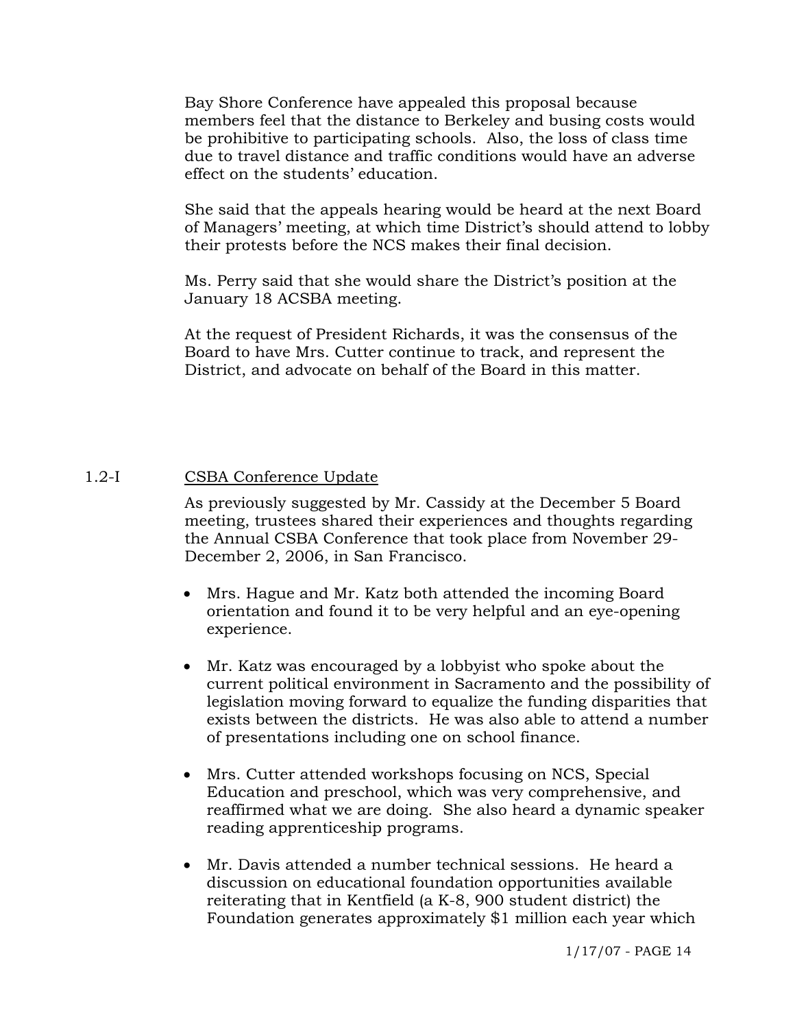Bay Shore Conference have appealed this proposal because members feel that the distance to Berkeley and busing costs would be prohibitive to participating schools. Also, the loss of class time due to travel distance and traffic conditions would have an adverse effect on the students' education.

She said that the appeals hearing would be heard at the next Board of Managers' meeting, at which time District's should attend to lobby their protests before the NCS makes their final decision.

Ms. Perry said that she would share the District's position at the January 18 ACSBA meeting.

At the request of President Richards, it was the consensus of the Board to have Mrs. Cutter continue to track, and represent the District, and advocate on behalf of the Board in this matter.

1.2-I <u>CSBA Conference Update</u>

As previously suggested by Mr. Cassidy at the December 5 Board meeting, trustees shared their experiences and thoughts regarding the Annual CSBA Conference that took place from November 29-December 2, 2006, in San Francisco.

- Mrs. Hague and Mr. Katz both attended the incoming Board orientation and found it to be very helpful and an eye-opening experience.
- Mr. Katz was encouraged by a lobbyist who spoke about the current political environment in Sacramento and the possibility of legislation moving forward to equalize the funding disparities that exists between the districts. He was also able to attend a number of presentations including one on school finance.
- Mrs. Cutter attended workshops focusing on NCS, Special Education and preschool, which was very comprehensive, and reaffirmed what we are doing. She also heard a dynamic speaker reading apprenticeship programs.
- Mr. Davis attended a number technical sessions. He heard a discussion on educational foundation opportunities available reiterating that in Kentfield (a K-8, 900 student district) the Foundation generates approximately $1 million each year which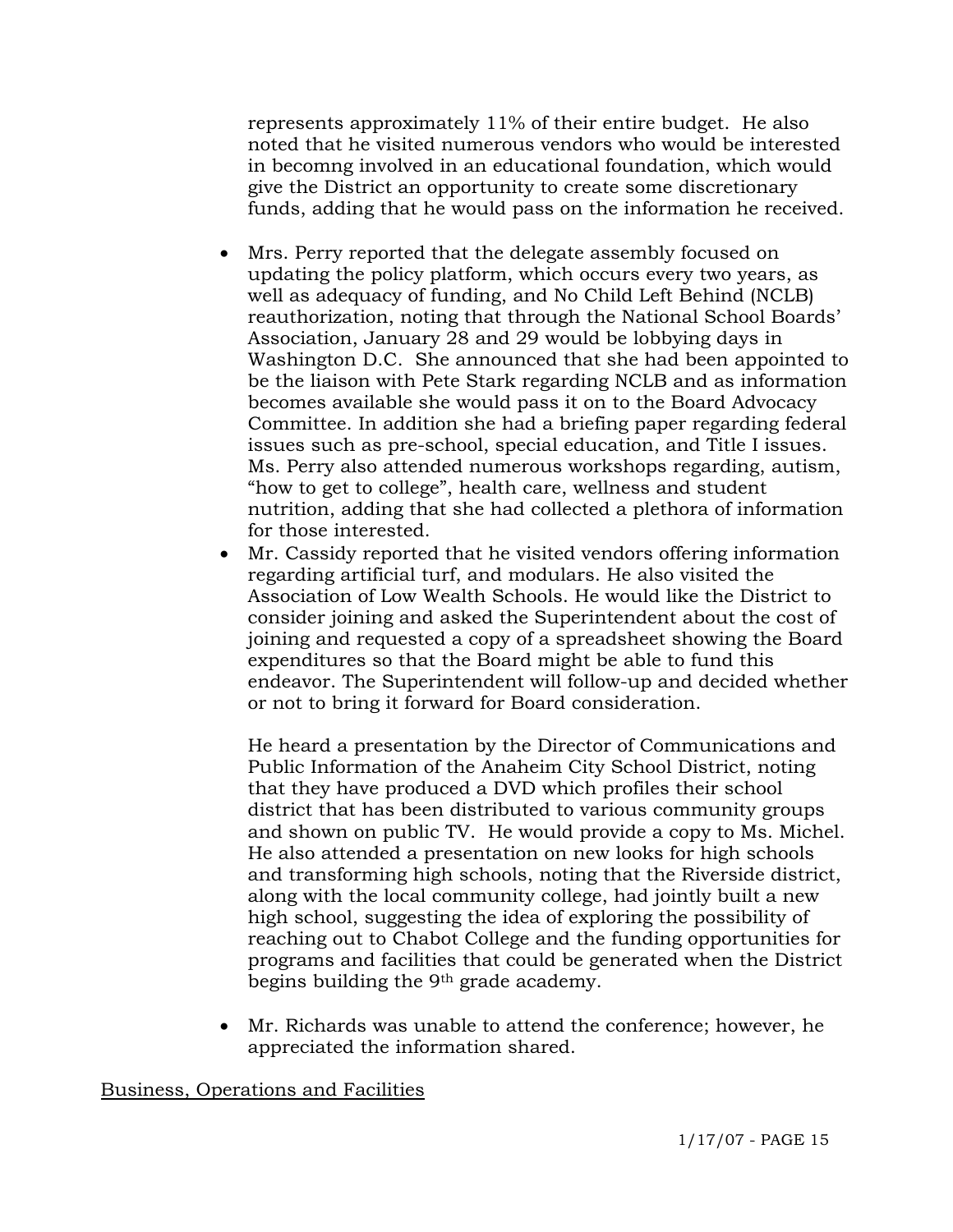represents approximately 11% of their entire budget. He also noted that he visited numerous vendors who would be interested in becomng involved in an educational foundation, which would give the District an opportunity to create some discretionary funds, adding that he would pass on the information he received.

- Mrs. Perry reported that the delegate assembly focused on updating the policy platform, which occurs every two years, as well as adequacy of funding, and No Child Left Behind (NCLB) reauthorization, noting that through the National School Boards' Association, January 28 and 29 would be lobbying days in Washington D.C. She announced that she had been appointed to be the liaison with Pete Stark regarding NCLB and as information becomes available she would pass it on to the Board Advocacy Committee. In addition she had a briefing paper regarding federal issues such as pre-school, special education, and Title I issues. Ms. Perry also attended numerous workshops regarding, autism, "how to get to college", health care, wellness and student nutrition, adding that she had collected a plethora of information for those interested.
- Mr. Cassidy reported that he visited vendors offering information regarding artificial turf, and modulars. He also visited the Association of Low Wealth Schools. He would like the District to consider joining and asked the Superintendent about the cost of joining and requested a copy of a spreadsheet showing the Board expenditures so that the Board might be able to fund this endeavor. The Superintendent will follow-up and decided whether or not to bring it forward for Board consideration.

  He heard a presentation by the Director of Communications and Public Information of the Anaheim City School District, noting that they have produced a DVD which profiles their school district that has been distributed to various community groups and shown on public TV. He would provide a copy to Ms. Michel. He also attended a presentation on new looks for high schools and transforming high schools, noting that the Riverside district, along with the local community college, had jointly built a new high school, suggesting the idea of exploring the possibility of reaching out to Chabot College and the funding opportunities for programs and facilities that could be generated when the District begins building the 9th grade academy.

- Mr. Richards was unable to attend the conference; however, he appreciated the information shared.

Business, Operations and Facilities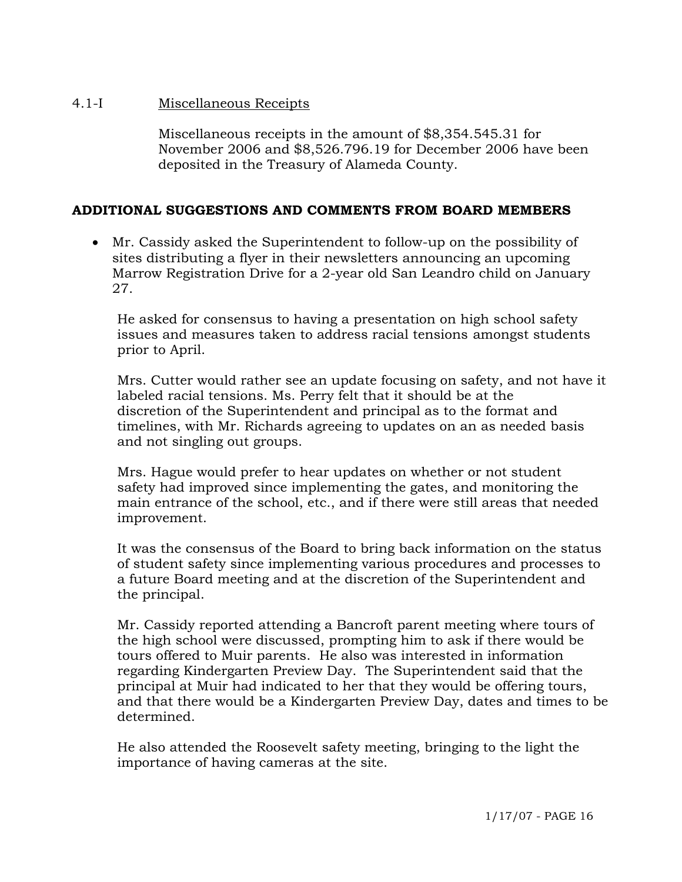4.1-I Miscellaneous Receipts

Miscellaneous receipts in the amount of $8,354.545.31 for November 2006 and $8,526.796.19 for December 2006 have been deposited in the Treasury of Alameda County.

## ADDITIONAL SUGGESTIONS AND COMMENTS FROM BOARD MEMBERS

- Mr. Cassidy asked the Superintendent to follow-up on the possibility of sites distributing a flyer in their newsletters announcing an upcoming Marrow Registration Drive for a 2-year old San Leandro child on January 27.

  He asked for consensus to having a presentation on high school safety issues and measures taken to address racial tensions amongst students prior to April.

  Mrs. Cutter would rather see an update focusing on safety, and not have it labeled racial tensions. Ms. Perry felt that it should be at the discretion of the Superintendent and principal as to the format and timelines, with Mr. Richards agreeing to updates on an as needed basis and not singling out groups.

  Mrs. Hague would prefer to hear updates on whether or not student safety had improved since implementing the gates, and monitoring the main entrance of the school, etc., and if there were still areas that needed improvement.

  It was the consensus of the Board to bring back information on the status of student safety since implementing various procedures and processes to a future Board meeting and at the discretion of the Superintendent and the principal.

  Mr. Cassidy reported attending a Bancroft parent meeting where tours of the high school were discussed, prompting him to ask if there would be tours offered to Muir parents. He also was interested in information regarding Kindergarten Preview Day. The Superintendent said that the principal at Muir had indicated to her that they would be offering tours, and that there would be a Kindergarten Preview Day, dates and times to be determined.

  He also attended the Roosevelt safety meeting, bringing to the light the importance of having cameras at the site.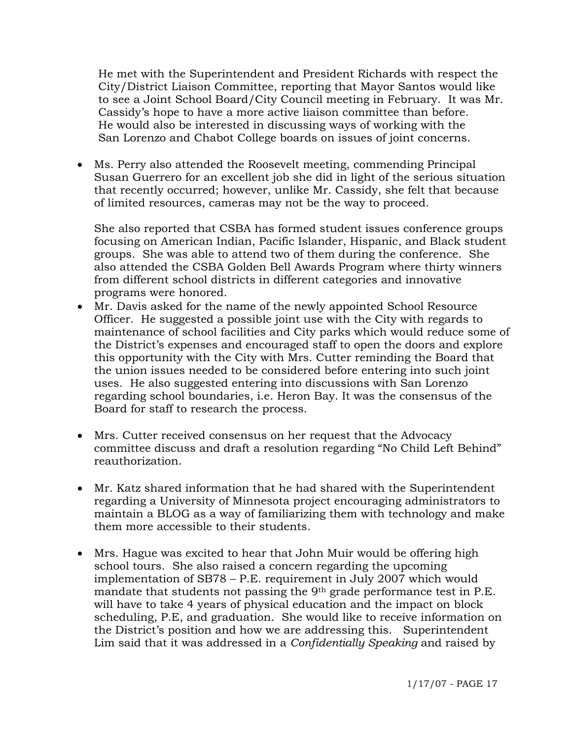He met with the Superintendent and President Richards with respect the City/District Liaison Committee, reporting that Mayor Santos would like to see a Joint School Board/City Council meeting in February. It was Mr. Cassidy's hope to have a more active liaison committee than before. He would also be interested in discussing ways of working with the San Lorenzo and Chabot College boards on issues of joint concerns.

- Ms. Perry also attended the Roosevelt meeting, commending Principal Susan Guerrero for an excellent job she did in light of the serious situation that recently occurred; however, unlike Mr. Cassidy, she felt that because of limited resources, cameras may not be the way to proceed.

  She also reported that CSBA has formed student issues conference groups focusing on American Indian, Pacific Islander, Hispanic, and Black student groups. She was able to attend two of them during the conference. She also attended the CSBA Golden Bell Awards Program where thirty winners from different school districts in different categories and innovative programs were honored.
- Mr. Davis asked for the name of the newly appointed School Resource Officer. He suggested a possible joint use with the City with regards to maintenance of school facilities and City parks which would reduce some of the District's expenses and encouraged staff to open the doors and explore this opportunity with the City with Mrs. Cutter reminding the Board that the union issues needed to be considered before entering into such joint uses. He also suggested entering into discussions with San Lorenzo regarding school boundaries, i.e. Heron Bay. It was the consensus of the Board for staff to research the process.

- Mrs. Cutter received consensus on her request that the Advocacy committee discuss and draft a resolution regarding "No Child Left Behind" reauthorization.

- Mr. Katz shared information that he had shared with the Superintendent regarding a University of Minnesota project encouraging administrators to maintain a BLOG as a way of familiarizing them with technology and make them more accessible to their students.

- Mrs. Hague was excited to hear that John Muir would be offering high school tours. She also raised a concern regarding the upcoming implementation of SB78 – P.E. requirement in July 2007 which would mandate that students not passing the 9th grade performance test in P.E. will have to take 4 years of physical education and the impact on block scheduling, P.E, and graduation. She would like to receive information on the District's position and how we are addressing this. Superintendent Lim said that it was addressed in a *Confidentially Speaking* and raised by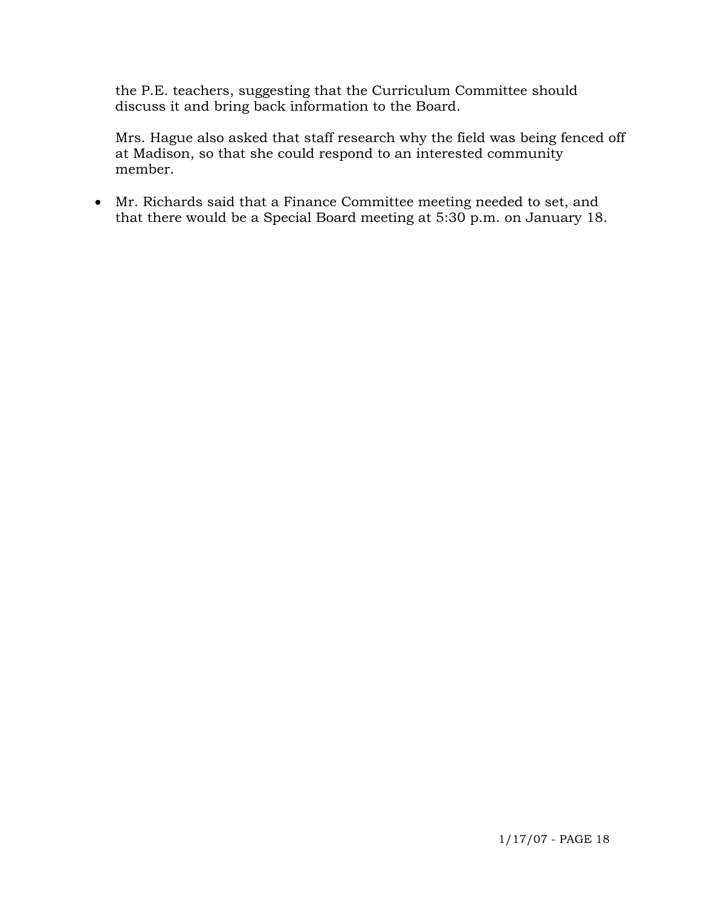the P.E. teachers, suggesting that the Curriculum Committee should discuss it and bring back information to the Board.

Mrs. Hague also asked that staff research why the field was being fenced off at Madison, so that she could respond to an interested community member.

- Mr. Richards said that a Finance Committee meeting needed to set, and that there would be a Special Board meeting at 5:30 p.m. on January 18.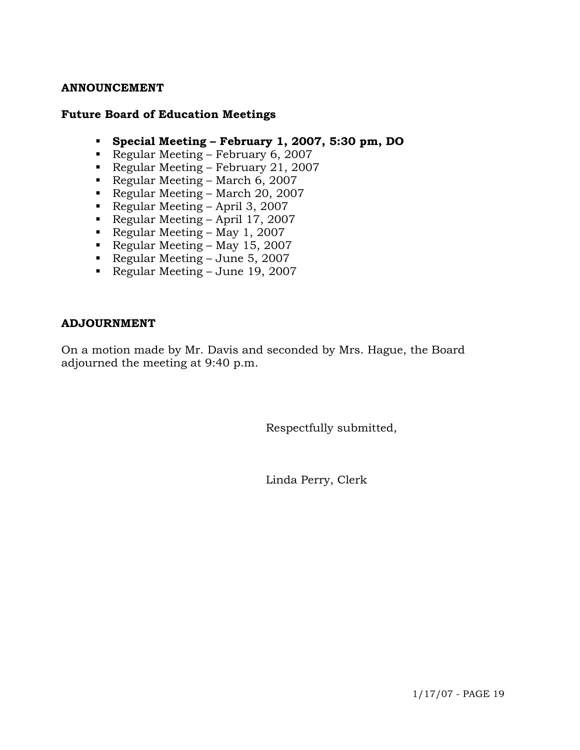**ANNOUNCEMENT**

**Future Board of Education Meetings**

- **Special Meeting – February 1, 2007, 5:30 pm, DO**
- Regular Meeting – February 6, 2007
- Regular Meeting – February 21, 2007
- Regular Meeting – March 6, 2007
- Regular Meeting – March 20, 2007
- Regular Meeting – April 3, 2007
- Regular Meeting – April 17, 2007
- Regular Meeting – May 1, 2007
- Regular Meeting – May 15, 2007
- Regular Meeting – June 5, 2007
- Regular Meeting – June 19, 2007

**ADJOURNMENT**

On a motion made by Mr. Davis and seconded by Mrs. Hague, the Board adjourned the meeting at 9:40 p.m.

Respectfully submitted,

Linda Perry, Clerk